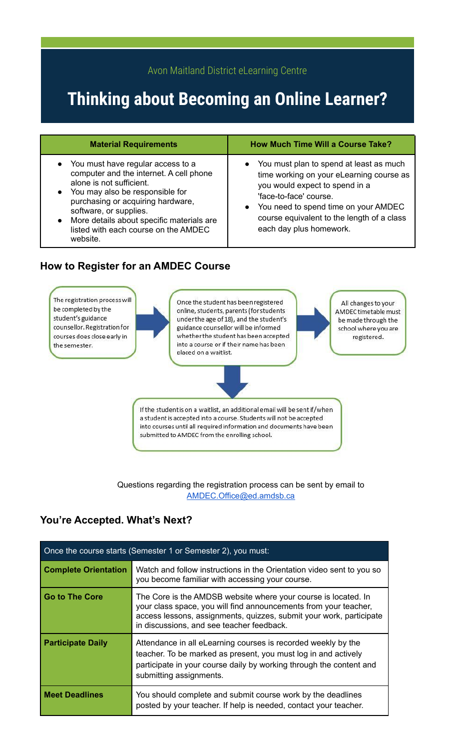Avon Maitland District eLearning Centre

# Thinking about Becoming an Online Learner?

| Material Requirements | How Much Time Will a Course Take? |
| --- | --- |
| • You must have regular access to a computer and the internet. A cell phone alone is not sufficient.<br>• You may also be responsible for purchasing or acquiring hardware, software, or supplies.<br>• More details about specific materials are listed with each course on the AMDEC website. | • You must plan to spend at least as much time working on your eLearning course as you would expect to spend in a 'face-to-face' course.<br>• You need to spend time on your AMDEC course equivalent to the length of a class each day plus homework. |

## How to Register for an AMDEC Course

The registration process will be completed by the student's guidance counsellor. Registration for courses does close early in the semester.

Once the student has been registered online, students, parents (for students under the age of 18), and the student's guidance counsellor will be informed whether the student has been accepted into a course or if their name has been placed on a waitlist.

All changes to your AMDEC timetable must be made through the school where you are registered.

If the student is on a waitlist, an additional email will be sent if/when a student is accepted into a course. Students will not be accepted into courses until all required information and documents have been submitted to AMDEC from the enrolling school.

Questions regarding the registration process can be sent by email to AMDEC.Office@ed.amdsb.ca

## You're Accepted. What's Next?

| Once the course starts (Semester 1 or Semester 2), you must: | |
| --- | --- |
| **Complete Orientation** | Watch and follow instructions in the Orientation video sent to you so you become familiar with accessing your course. |
| **Go to The Core** | The Core is the AMDSB website where your course is located. In your class space, you will find announcements from your teacher, access lessons, assignments, quizzes, submit your work, participate in discussions, and see teacher feedback. |
| **Participate Daily** | Attendance in all eLearning courses is recorded weekly by the teacher. To be marked as present, you must log in and actively participate in your course daily by working through the content and submitting assignments. |
| **Meet Deadlines** | You should complete and submit course work by the deadlines posted by your teacher. If help is needed, contact your teacher. |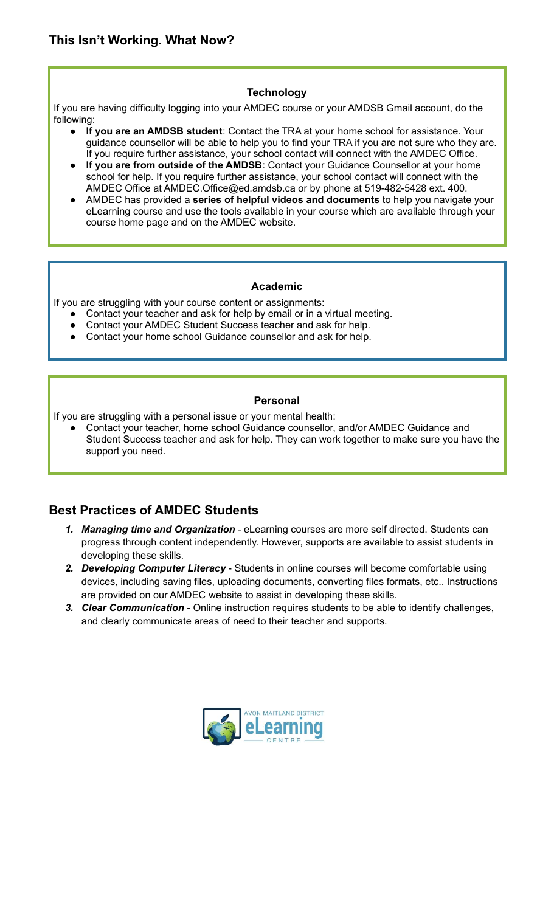## This Isn't Working. What Now?

### Technology

If you are having difficulty logging into your AMDEC course or your AMDSB Gmail account, do the following:

- **If you are an AMDSB student**: Contact the TRA at your home school for assistance. Your guidance counsellor will be able to help you to find your TRA if you are not sure who they are. If you require further assistance, your school contact will connect with the AMDEC Office.
- **If you are from outside of the AMDSB**: Contact your Guidance Counsellor at your home school for help. If you require further assistance, your school contact will connect with the AMDEC Office at AMDEC.Office@ed.amdsb.ca or by phone at 519-482-5428 ext. 400.
- AMDEC has provided a **series of helpful videos and documents** to help you navigate your eLearning course and use the tools available in your course which are available through your course home page and on the AMDEC website.

### Academic

If you are struggling with your course content or assignments:

- Contact your teacher and ask for help by email or in a virtual meeting.
- Contact your AMDEC Student Success teacher and ask for help.
- Contact your home school Guidance counsellor and ask for help.

### Personal

If you are struggling with a personal issue or your mental health:

- Contact your teacher, home school Guidance counsellor, and/or AMDEC Guidance and Student Success teacher and ask for help. They can work together to make sure you have the support you need.

## Best Practices of AMDEC Students

1. ***Managing time and Organization*** - eLearning courses are more self directed. Students can progress through content independently. However, supports are available to assist students in developing these skills.
2. ***Developing Computer Literacy*** - Students in online courses will become comfortable using devices, including saving files, uploading documents, converting files formats, etc.. Instructions are provided on our AMDEC website to assist in developing these skills.
3. ***Clear Communication*** - Online instruction requires students to be able to identify challenges, and clearly communicate areas of need to their teacher and supports.

AVON MAITLAND DISTRICT eLearning CENTRE